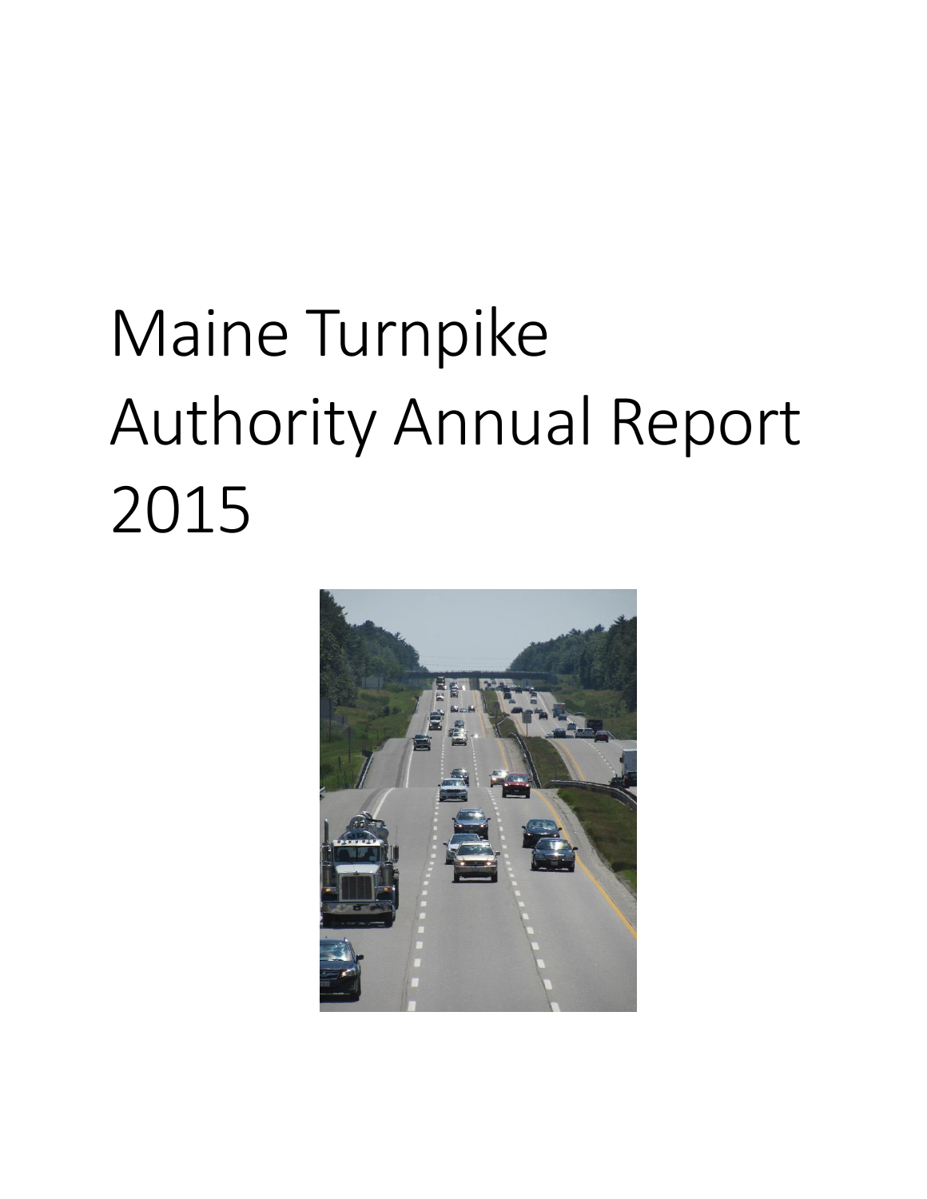# Maine Turnpike Authority Annual Report 2015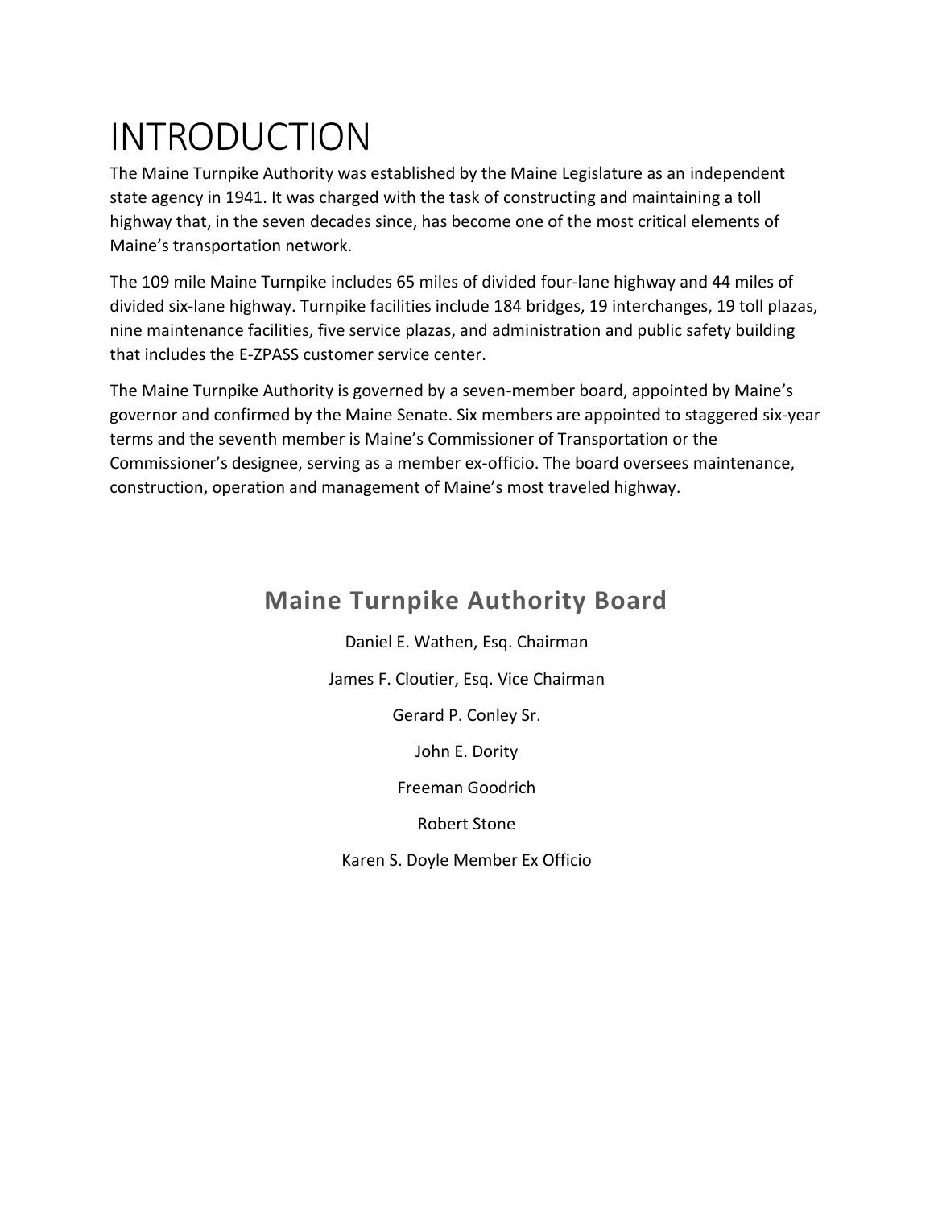# INTRODUCTION

The Maine Turnpike Authority was established by the Maine Legislature as an independent state agency in 1941. It was charged with the task of constructing and maintaining a toll highway that, in the seven decades since, has become one of the most critical elements of Maine's transportation network.

The 109 mile Maine Turnpike includes 65 miles of divided four-lane highway and 44 miles of divided six-lane highway. Turnpike facilities include 184 bridges, 19 interchanges, 19 toll plazas, nine maintenance facilities, five service plazas, and administration and public safety building that includes the E-ZPASS customer service center.

The Maine Turnpike Authority is governed by a seven-member board, appointed by Maine's governor and confirmed by the Maine Senate. Six members are appointed to staggered six-year terms and the seventh member is Maine's Commissioner of Transportation or the Commissioner's designee, serving as a member ex-officio. The board oversees maintenance, construction, operation and management of Maine's most traveled highway.

## Maine Turnpike Authority Board

Daniel E. Wathen, Esq. Chairman

James F. Cloutier, Esq. Vice Chairman

Gerard P. Conley Sr.

John E. Dority

Freeman Goodrich

Robert Stone

Karen S. Doyle Member Ex Officio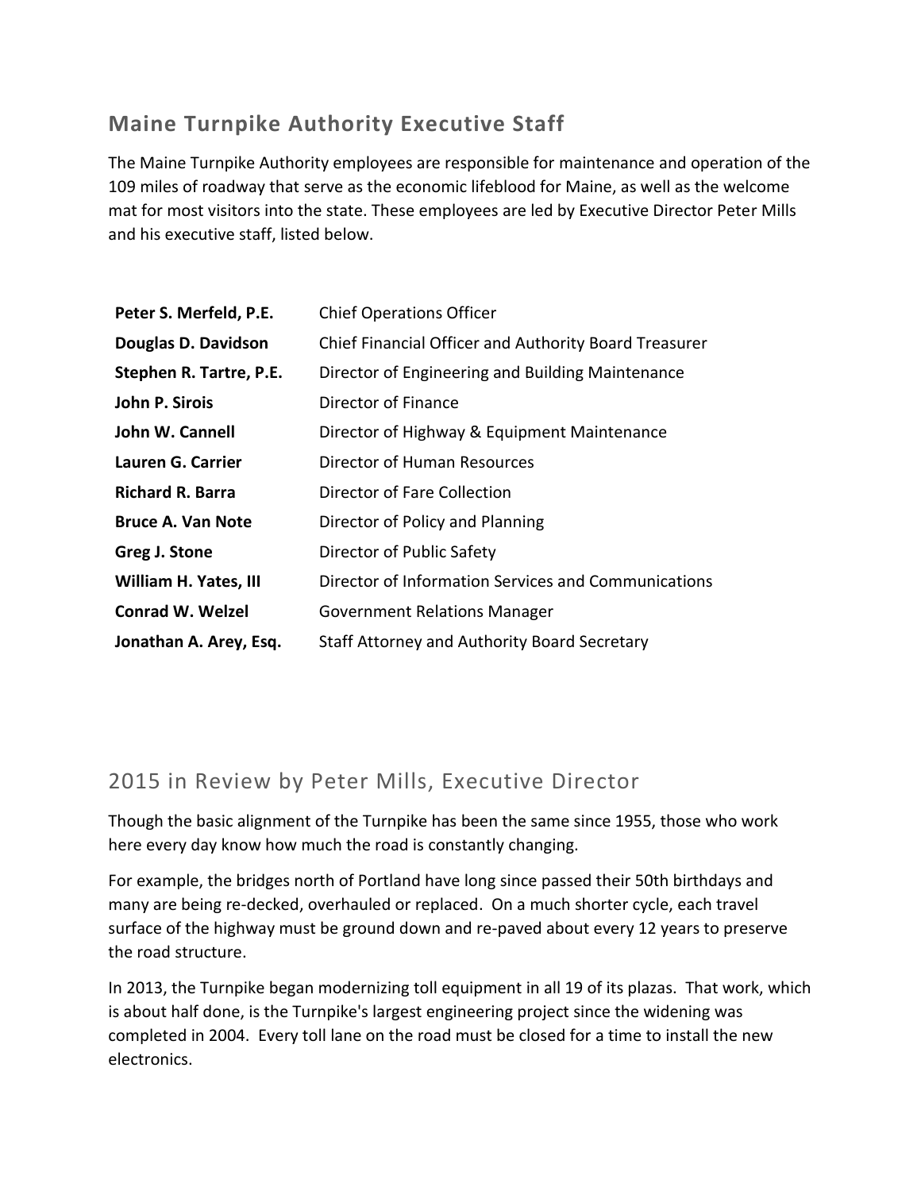## Maine Turnpike Authority Executive Staff

The Maine Turnpike Authority employees are responsible for maintenance and operation of the 109 miles of roadway that serve as the economic lifeblood for Maine, as well as the welcome mat for most visitors into the state. These employees are led by Executive Director Peter Mills and his executive staff, listed below.

| | |
|---|---|
| **Peter S. Merfeld, P.E.** | Chief Operations Officer |
| **Douglas D. Davidson** | Chief Financial Officer and Authority Board Treasurer |
| **Stephen R. Tartre, P.E.** | Director of Engineering and Building Maintenance |
| **John P. Sirois** | Director of Finance |
| **John W. Cannell** | Director of Highway & Equipment Maintenance |
| **Lauren G. Carrier** | Director of Human Resources |
| **Richard R. Barra** | Director of Fare Collection |
| **Bruce A. Van Note** | Director of Policy and Planning |
| **Greg J. Stone** | Director of Public Safety |
| **William H. Yates, III** | Director of Information Services and Communications |
| **Conrad W. Welzel** | Government Relations Manager |
| **Jonathan A. Arey, Esq.** | Staff Attorney and Authority Board Secretary |

## 2015 in Review by Peter Mills, Executive Director

Though the basic alignment of the Turnpike has been the same since 1955, those who work here every day know how much the road is constantly changing.

For example, the bridges north of Portland have long since passed their 50th birthdays and many are being re-decked, overhauled or replaced. On a much shorter cycle, each travel surface of the highway must be ground down and re-paved about every 12 years to preserve the road structure.

In 2013, the Turnpike began modernizing toll equipment in all 19 of its plazas. That work, which is about half done, is the Turnpike's largest engineering project since the widening was completed in 2004. Every toll lane on the road must be closed for a time to install the new electronics.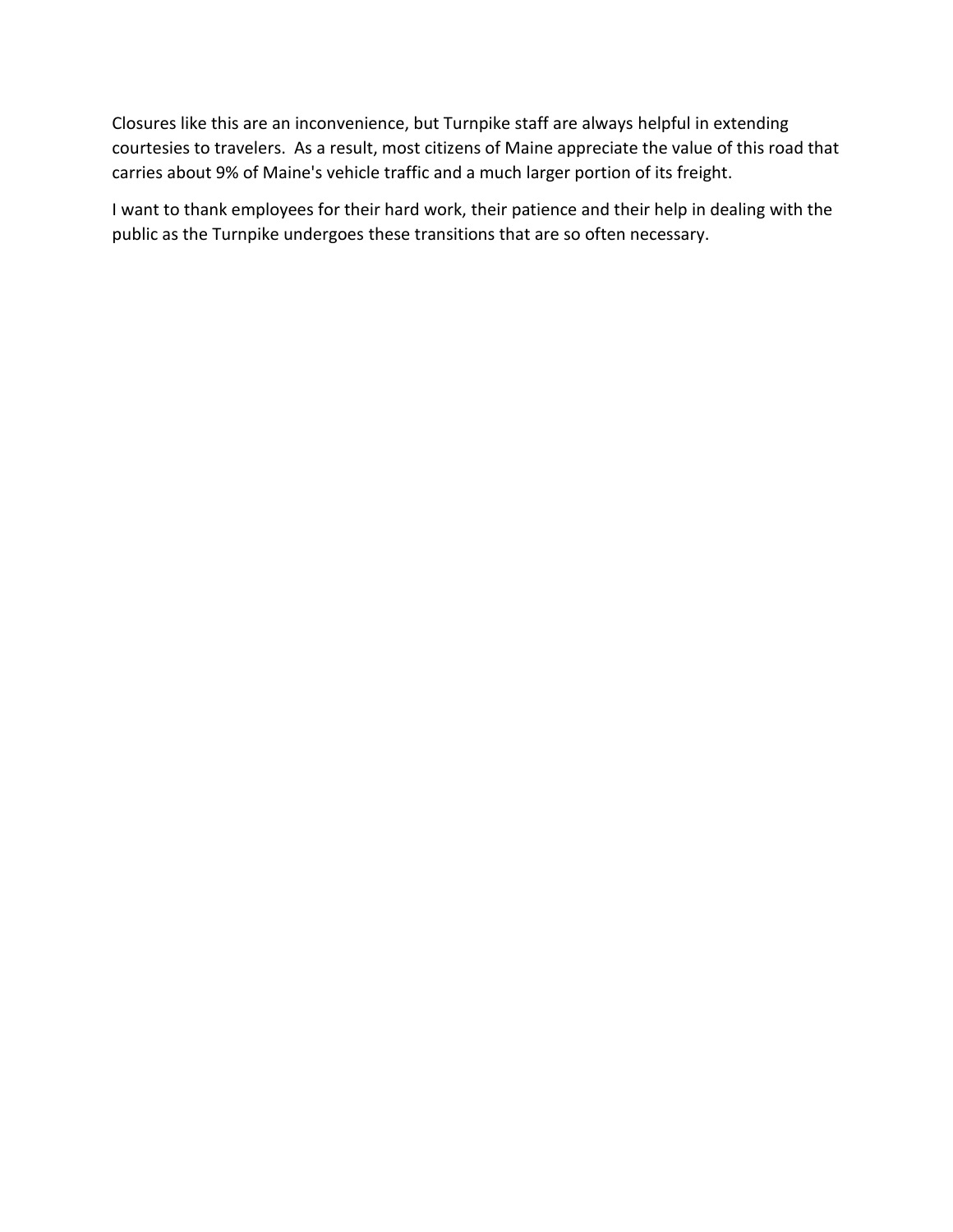Closures like this are an inconvenience, but Turnpike staff are always helpful in extending courtesies to travelers. As a result, most citizens of Maine appreciate the value of this road that carries about 9% of Maine's vehicle traffic and a much larger portion of its freight.

I want to thank employees for their hard work, their patience and their help in dealing with the public as the Turnpike undergoes these transitions that are so often necessary.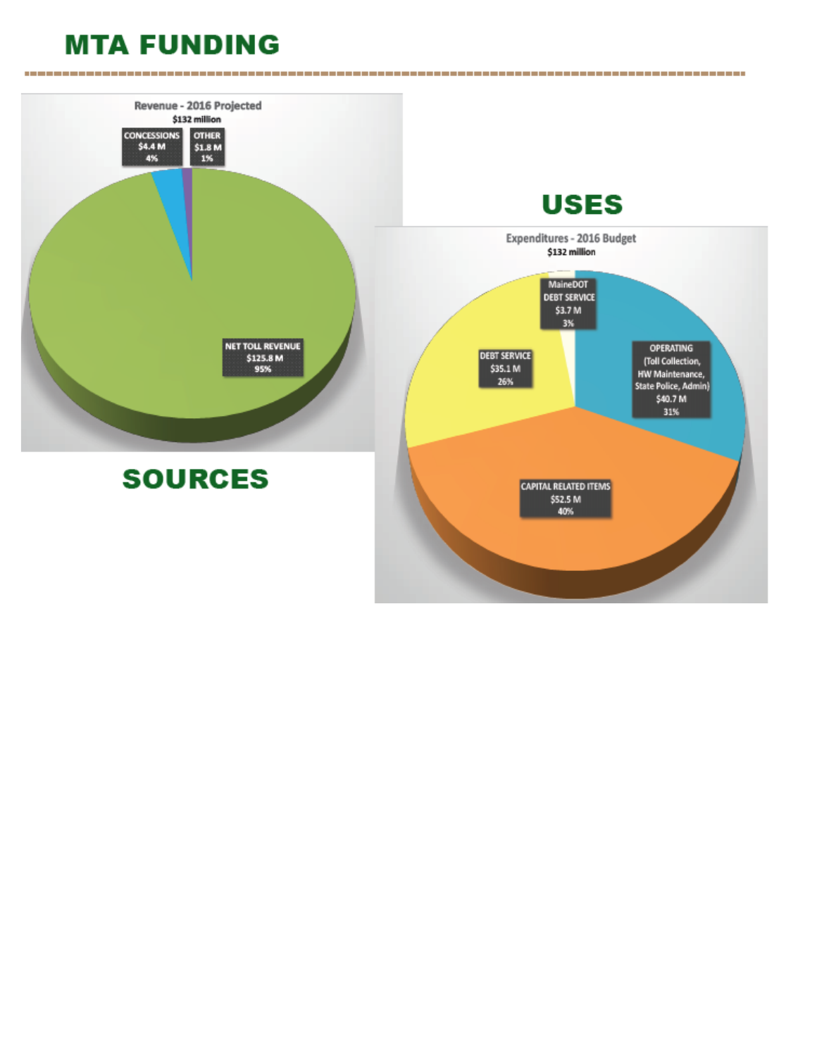# MTA FUNDING

## SOURCES

**Revenue - 2016 Projected**
**$132 million**

- CONCESSIONS $4.4 M 4%
- OTHER $1.8 M 1%
- NET TOLL REVENUE $125.8 M 95%

## USES

**Expenditures - 2016 Budget**
**$132 million**

- MaineDOT DEBT SERVICE $3.7 M 3%
- DEBT SERVICE $35.1 M 26%
- OPERATING (Toll Collection, HW Maintenance, State Police, Admin) $40.7 M 31%
- CAPITAL RELATED ITEMS $52.5 M 40%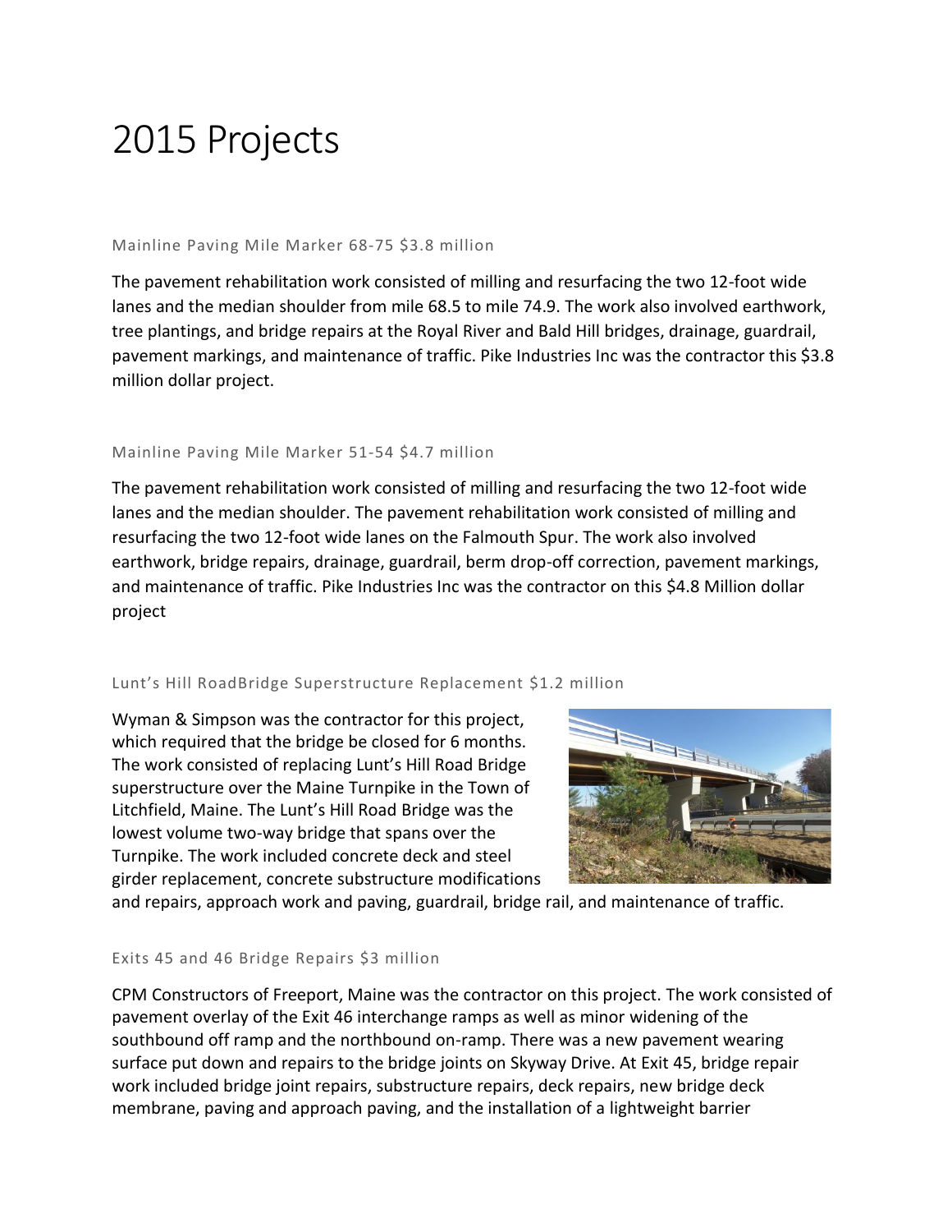# 2015 Projects

### Mainline Paving Mile Marker 68-75 $3.8 million

The pavement rehabilitation work consisted of milling and resurfacing the two 12-foot wide lanes and the median shoulder from mile 68.5 to mile 74.9. The work also involved earthwork, tree plantings, and bridge repairs at the Royal River and Bald Hill bridges, drainage, guardrail, pavement markings, and maintenance of traffic. Pike Industries Inc was the contractor this $3.8 million dollar project.

### Mainline Paving Mile Marker 51-54 $4.7 million

The pavement rehabilitation work consisted of milling and resurfacing the two 12-foot wide lanes and the median shoulder. The pavement rehabilitation work consisted of milling and resurfacing the two 12-foot wide lanes on the Falmouth Spur. The work also involved earthwork, bridge repairs, drainage, guardrail, berm drop-off correction, pavement markings, and maintenance of traffic. Pike Industries Inc was the contractor on this $4.8 Million dollar project

### Lunt's Hill RoadBridge Superstructure Replacement $1.2 million

Wyman & Simpson was the contractor for this project, which required that the bridge be closed for 6 months. The work consisted of replacing Lunt's Hill Road Bridge superstructure over the Maine Turnpike in the Town of Litchfield, Maine. The Lunt's Hill Road Bridge was the lowest volume two-way bridge that spans over the Turnpike. The work included concrete deck and steel girder replacement, concrete substructure modifications and repairs, approach work and paving, guardrail, bridge rail, and maintenance of traffic.

### Exits 45 and 46 Bridge Repairs $3 million

CPM Constructors of Freeport, Maine was the contractor on this project. The work consisted of pavement overlay of the Exit 46 interchange ramps as well as minor widening of the southbound off ramp and the northbound on-ramp. There was a new pavement wearing surface put down and repairs to the bridge joints on Skyway Drive. At Exit 45, bridge repair work included bridge joint repairs, substructure repairs, deck repairs, new bridge deck membrane, paving and approach paving, and the installation of a lightweight barrier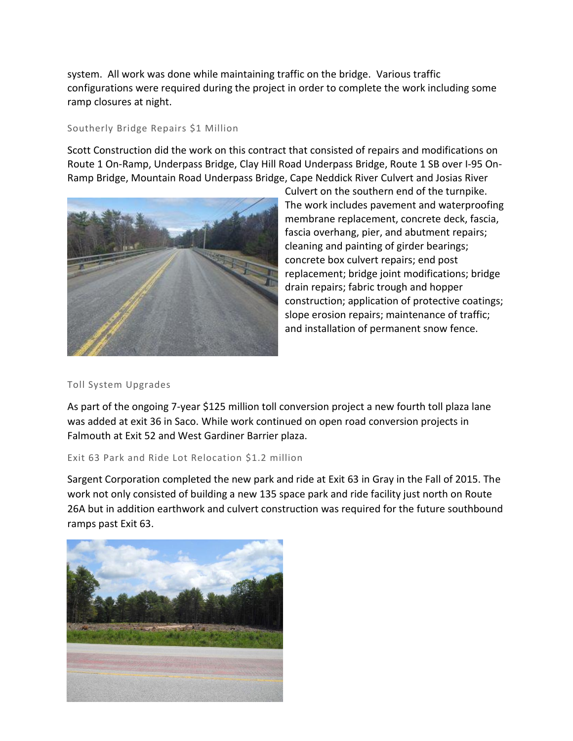system. All work was done while maintaining traffic on the bridge. Various traffic configurations were required during the project in order to complete the work including some ramp closures at night.

### Southerly Bridge Repairs $1 Million

Scott Construction did the work on this contract that consisted of repairs and modifications on Route 1 On-Ramp, Underpass Bridge, Clay Hill Road Underpass Bridge, Route 1 SB over I-95 On-Ramp Bridge, Mountain Road Underpass Bridge, Cape Neddick River Culvert and Josias River Culvert on the southern end of the turnpike. The work includes pavement and waterproofing membrane replacement, concrete deck, fascia, fascia overhang, pier, and abutment repairs; cleaning and painting of girder bearings; concrete box culvert repairs; end post replacement; bridge joint modifications; bridge drain repairs; fabric trough and hopper construction; application of protective coatings; slope erosion repairs; maintenance of traffic; and installation of permanent snow fence.

### Toll System Upgrades

As part of the ongoing 7-year $125 million toll conversion project a new fourth toll plaza lane was added at exit 36 in Saco. While work continued on open road conversion projects in Falmouth at Exit 52 and West Gardiner Barrier plaza.

### Exit 63 Park and Ride Lot Relocation $1.2 million

Sargent Corporation completed the new park and ride at Exit 63 in Gray in the Fall of 2015. The work not only consisted of building a new 135 space park and ride facility just north on Route 26A but in addition earthwork and culvert construction was required for the future southbound ramps past Exit 63.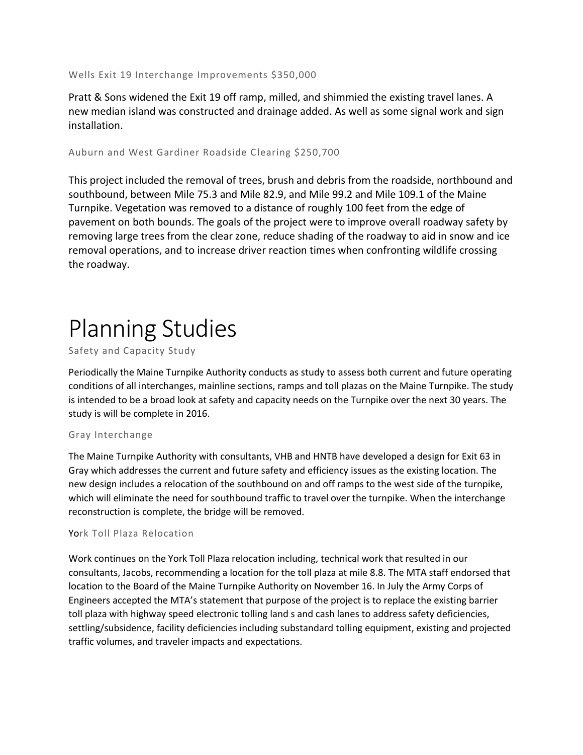### Wells Exit 19 Interchange Improvements $350,000

Pratt & Sons widened the Exit 19 off ramp, milled, and shimmied the existing travel lanes. A new median island was constructed and drainage added. As well as some signal work and sign installation.

### Auburn and West Gardiner Roadside Clearing $250,700

This project included the removal of trees, brush and debris from the roadside, northbound and southbound, between Mile 75.3 and Mile 82.9, and Mile 99.2 and Mile 109.1 of the Maine Turnpike. Vegetation was removed to a distance of roughly 100 feet from the edge of pavement on both bounds. The goals of the project were to improve overall roadway safety by removing large trees from the clear zone, reduce shading of the roadway to aid in snow and ice removal operations, and to increase driver reaction times when confronting wildlife crossing the roadway.

# Planning Studies

### Safety and Capacity Study

Periodically the Maine Turnpike Authority conducts as study to assess both current and future operating conditions of all interchanges, mainline sections, ramps and toll plazas on the Maine Turnpike. The study is intended to be a broad look at safety and capacity needs on the Turnpike over the next 30 years. The study is will be complete in 2016.

### Gray Interchange

The Maine Turnpike Authority with consultants, VHB and HNTB have developed a design for Exit 63 in Gray which addresses the current and future safety and efficiency issues as the existing location. The new design includes a relocation of the southbound on and off ramps to the west side of the turnpike, which will eliminate the need for southbound traffic to travel over the turnpike. When the interchange reconstruction is complete, the bridge will be removed.

### York Toll Plaza Relocation

Work continues on the York Toll Plaza relocation including, technical work that resulted in our consultants, Jacobs, recommending a location for the toll plaza at mile 8.8. The MTA staff endorsed that location to the Board of the Maine Turnpike Authority on November 16. In July the Army Corps of Engineers accepted the MTA's statement that purpose of the project is to replace the existing barrier toll plaza with highway speed electronic tolling land s and cash lanes to address safety deficiencies, settling/subsidence, facility deficiencies including substandard tolling equipment, existing and projected traffic volumes, and traveler impacts and expectations.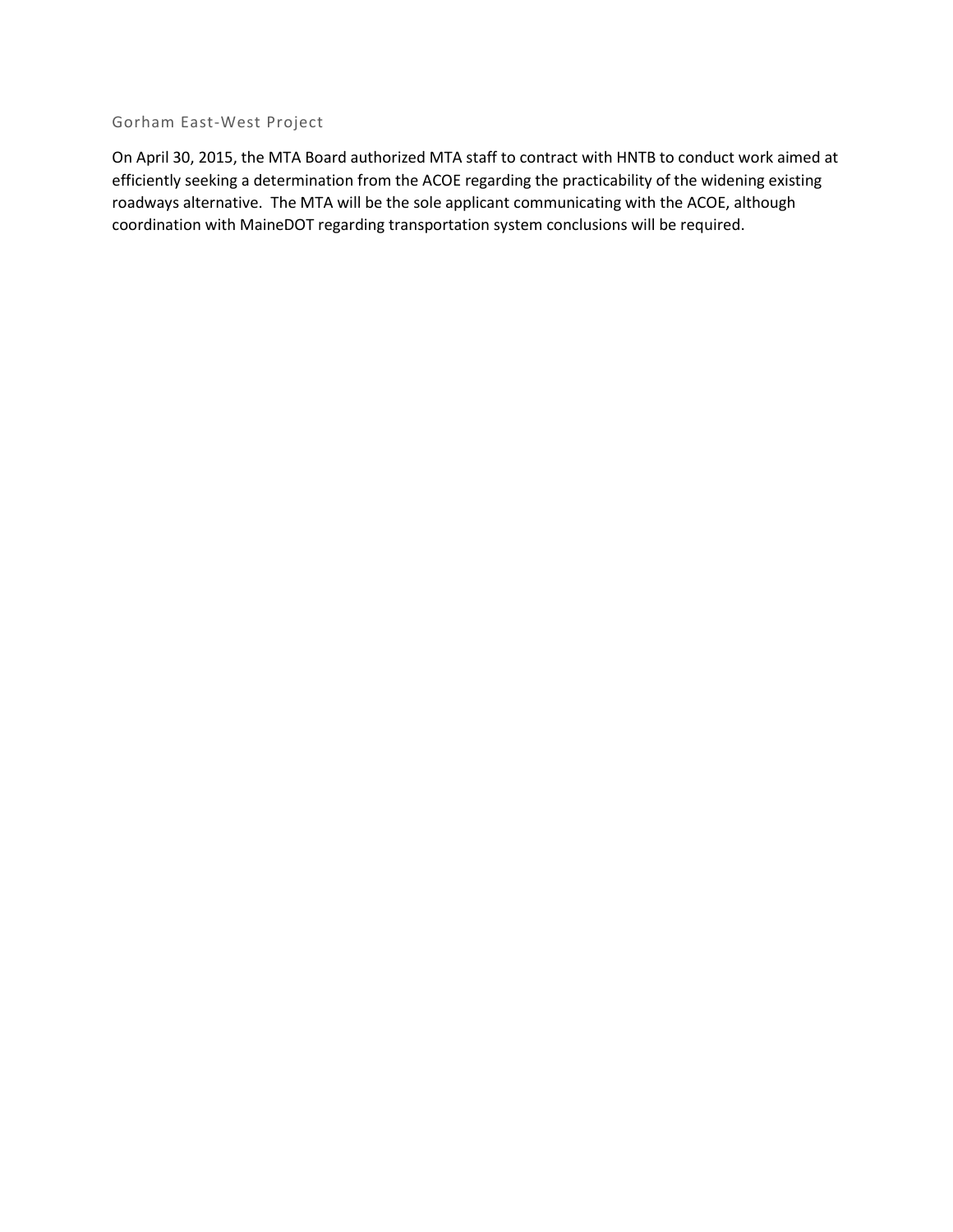## Gorham East-West Project

On April 30, 2015, the MTA Board authorized MTA staff to contract with HNTB to conduct work aimed at efficiently seeking a determination from the ACOE regarding the practicability of the widening existing roadways alternative. The MTA will be the sole applicant communicating with the ACOE, although coordination with MaineDOT regarding transportation system conclusions will be required.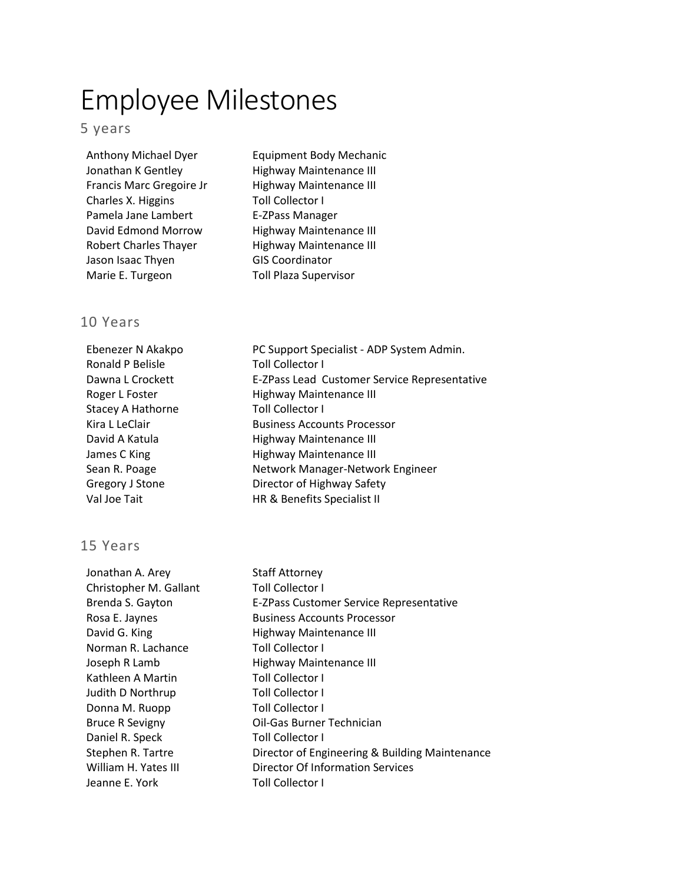# Employee Milestones

## 5 years

| | |
|---|---|
| Anthony Michael Dyer | Equipment Body Mechanic |
| Jonathan K Gentley | Highway Maintenance III |
| Francis Marc Gregoire Jr | Highway Maintenance III |
| Charles X. Higgins | Toll Collector I |
| Pamela Jane Lambert | E-ZPass Manager |
| David Edmond Morrow | Highway Maintenance III |
| Robert Charles Thayer | Highway Maintenance III |
| Jason Isaac Thyen | GIS Coordinator |
| Marie E. Turgeon | Toll Plaza Supervisor |

## 10 Years

| | |
|---|---|
| Ebenezer N Akakpo | PC Support Specialist - ADP System Admin. |
| Ronald P Belisle | Toll Collector I |
| Dawna L Crockett | E-ZPass Lead Customer Service Representative |
| Roger L Foster | Highway Maintenance III |
| Stacey A Hathorne | Toll Collector I |
| Kira L LeClair | Business Accounts Processor |
| David A Katula | Highway Maintenance III |
| James C King | Highway Maintenance III |
| Sean R. Poage | Network Manager-Network Engineer |
| Gregory J Stone | Director of Highway Safety |
| Val Joe Tait | HR & Benefits Specialist II |

## 15 Years

| | |
|---|---|
| Jonathan A. Arey | Staff Attorney |
| Christopher M. Gallant | Toll Collector I |
| Brenda S. Gayton | E-ZPass Customer Service Representative |
| Rosa E. Jaynes | Business Accounts Processor |
| David G. King | Highway Maintenance III |
| Norman R. Lachance | Toll Collector I |
| Joseph R Lamb | Highway Maintenance III |
| Kathleen A Martin | Toll Collector I |
| Judith D Northrup | Toll Collector I |
| Donna M. Ruopp | Toll Collector I |
| Bruce R Sevigny | Oil-Gas Burner Technician |
| Daniel R. Speck | Toll Collector I |
| Stephen R. Tartre | Director of Engineering & Building Maintenance |
| William H. Yates III | Director Of Information Services |
| Jeanne E. York | Toll Collector I |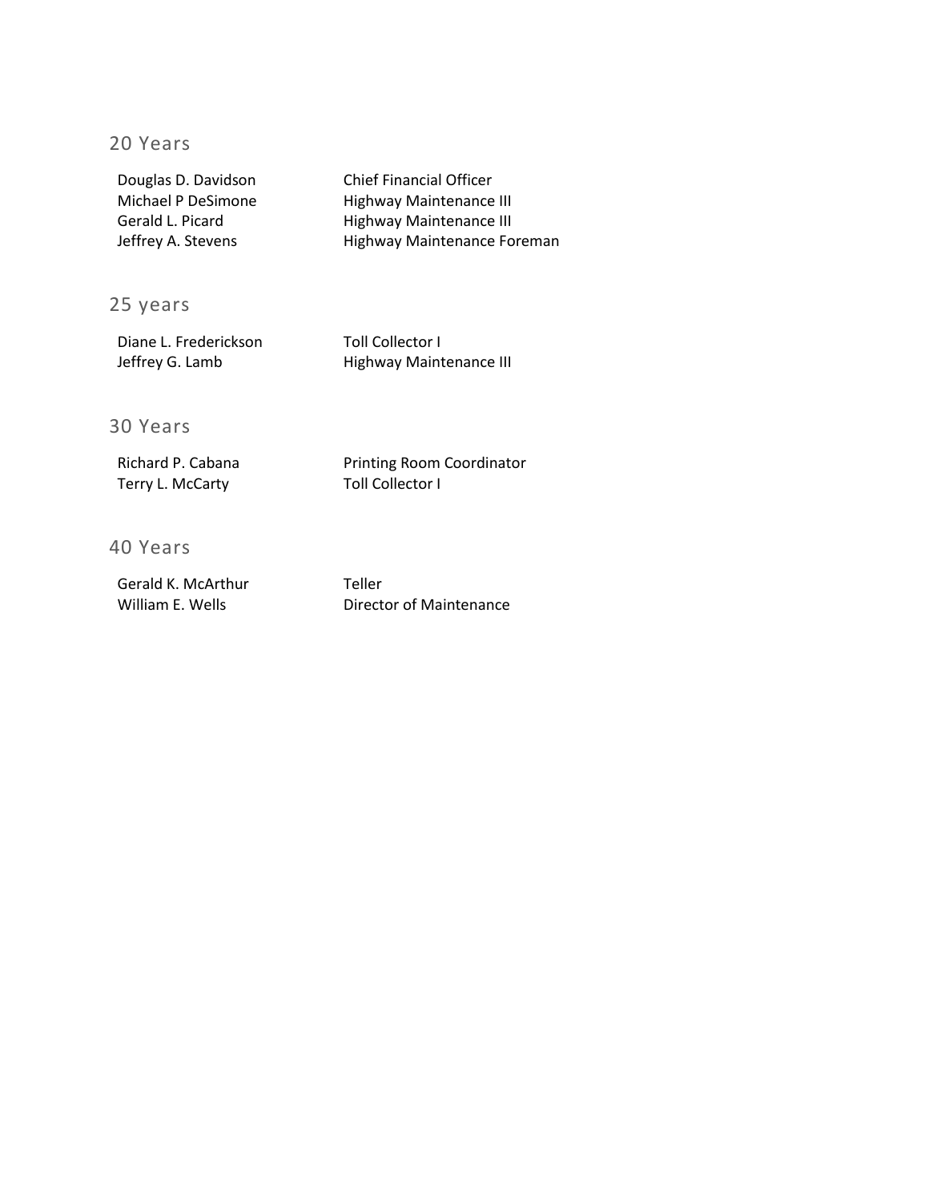## 20 Years

| | |
|---|---|
| Douglas D. Davidson | Chief Financial Officer |
| Michael P DeSimone | Highway Maintenance III |
| Gerald L. Picard | Highway Maintenance III |
| Jeffrey A. Stevens | Highway Maintenance Foreman |

## 25 years

| | |
|---|---|
| Diane L. Frederickson | Toll Collector I |
| Jeffrey G. Lamb | Highway Maintenance III |

## 30 Years

| | |
|---|---|
| Richard P. Cabana | Printing Room Coordinator |
| Terry L. McCarty | Toll Collector I |

## 40 Years

| | |
|---|---|
| Gerald K. McArthur | Teller |
| William E. Wells | Director of Maintenance |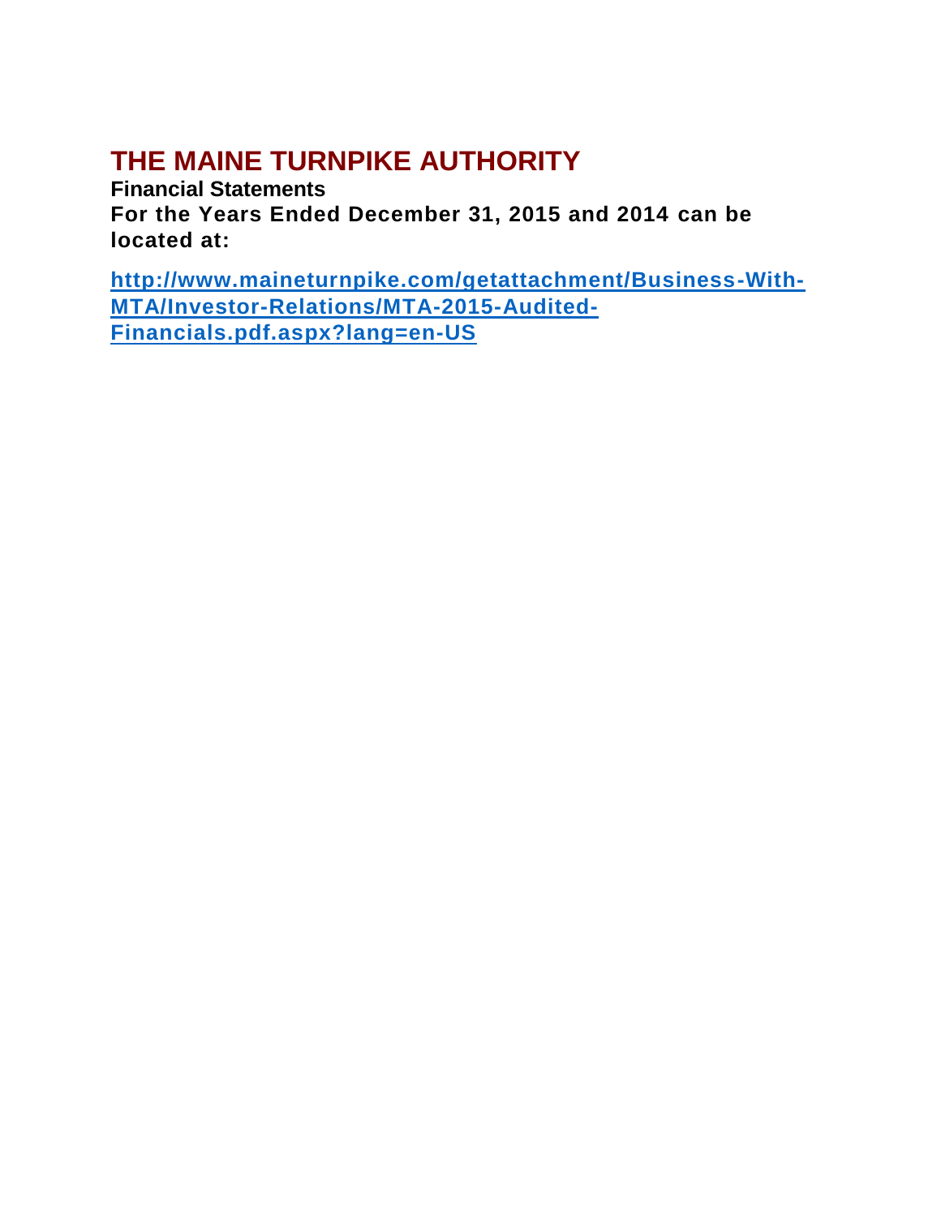# THE MAINE TURNPIKE AUTHORITY

**Financial Statements**

**For the Years Ended December 31, 2015 and 2014 can be located at:**

**http://www.maineturnpike.com/getattachment/Business-With-MTA/Investor-Relations/MTA-2015-Audited-Financials.pdf.aspx?lang=en-US**